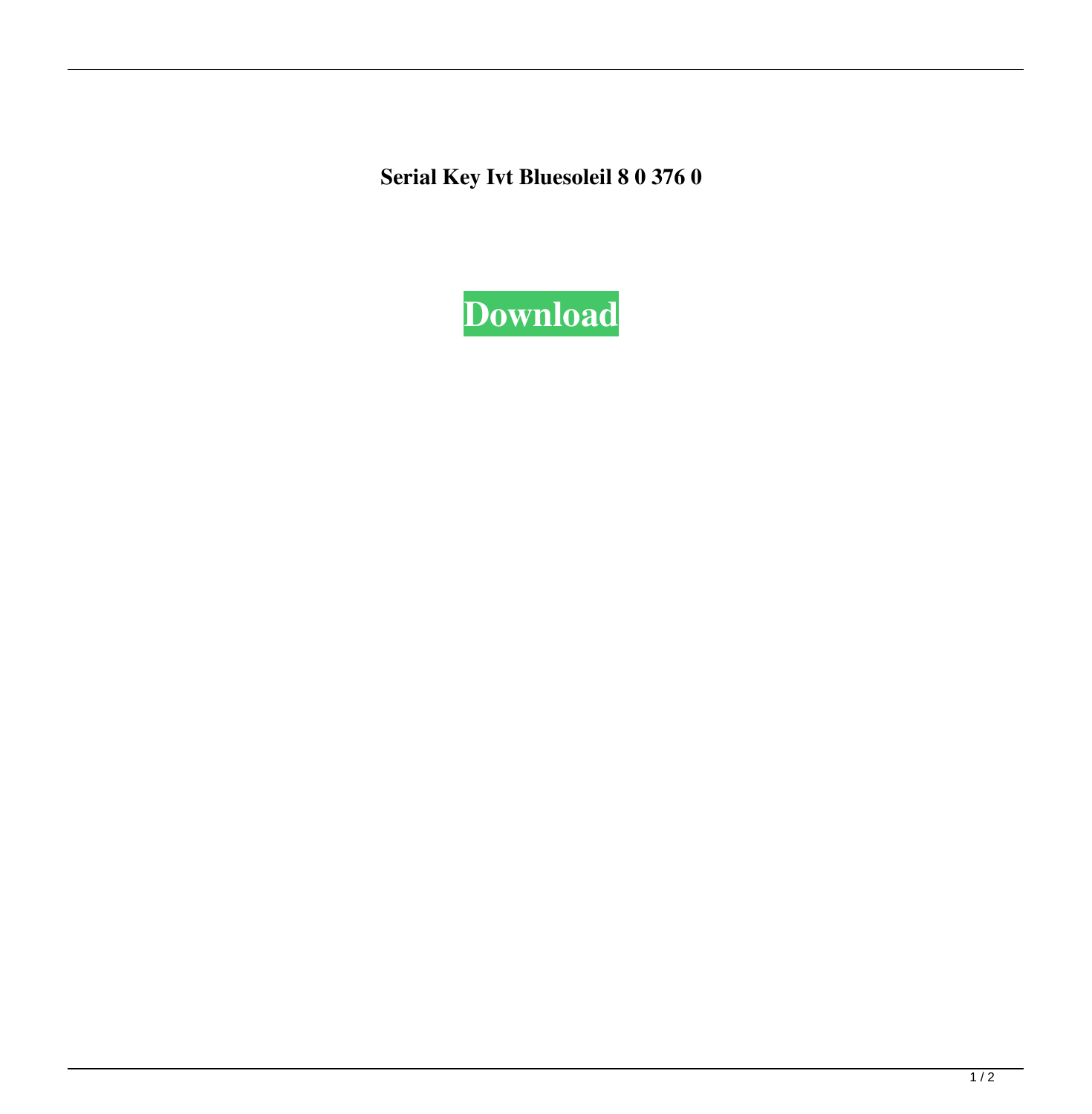**Serial Key Ivt Bluesoleil 8 0 376 0**

**Download**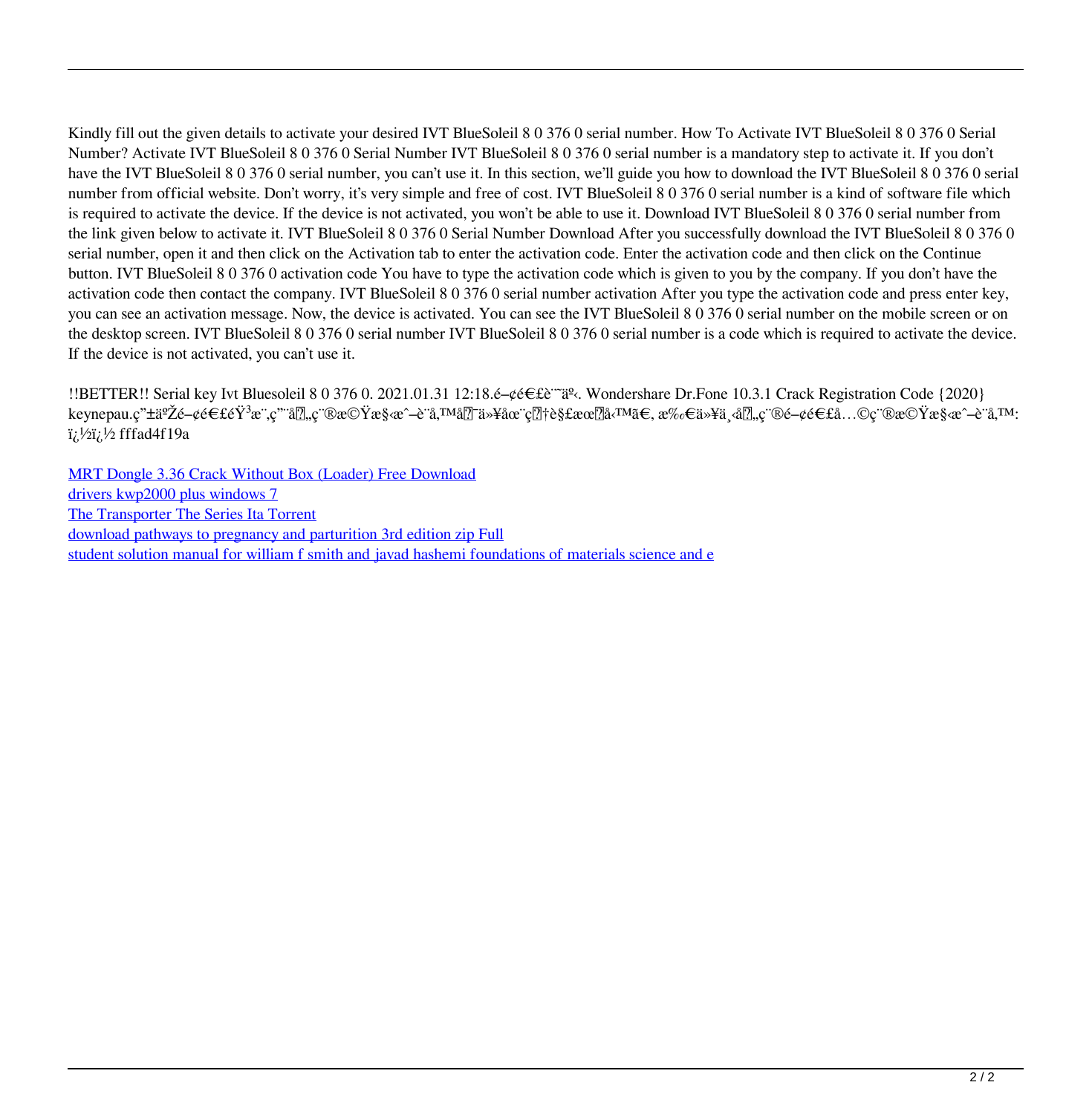Kindly fill out the given details to activate your desired IVT BlueSoleil 8 0 376 0 serial number. How To Activate IVT BlueSoleil 8 0 376 0 Serial Number? Activate IVT BlueSoleil 8 0 376 0 Serial Number IVT BlueSoleil 8 0 376 0 serial number is a mandatory step to activate it. If you don't have the IVT BlueSoleil 8 0 376 0 serial number, you can't use it. In this section, we'll guide you how to download the IVT BlueSoleil 8 0 376 0 serial number from official website. Don't worry, it's very simple and free of cost. IVT BlueSoleil 8 0 376 0 serial number is a kind of software file which is required to activate the device. If the device is not activated, you won't be able to use it. Download IVT BlueSoleil 8 0 376 0 serial number from the link given below to activate it. IVT BlueSoleil 8 0 376 0 Serial Number Download After you successfully download the IVT BlueSoleil 8 0 376 0 serial number, open it and then click on the Activation tab to enter the activation code. Enter the activation code and then click on the Continue button. IVT BlueSoleil 8 0 376 0 activation code You have to type the activation code which is given to you by the company. If you don't have the activation code then contact the company. IVT BlueSoleil 8 0 376 0 serial number activation After you type the activation code and press enter key, you can see an activation message. Now, the device is activated. You can see the IVT BlueSoleil 8 0 376 0 serial number on the mobile screen or on the desktop screen. IVT BlueSoleil 8 0 376 0 serial number IVT BlueSoleil 8 0 376 0 serial number is a code which is required to activate the device. If the device is not activated, you can't use it.

!!BETTER!! Serial key Ivt Bluesoleil 8 0 376 0. 2021.01.31 12:18.é–¢é€£è¨˜äº‹. Wondershare Dr.Fone 10.3.1 Crack Registration Code {2020} keynepau.ç”±äºŽé–¢é€£éŸ³æ¨‚ç”¨å„ç¨®æ©Ÿæ§‹æˆè¨å‚™å¯ä»¥åœ¨ç†è§£æœå‹™ã€‚æ‰€ä»¥ä¸‹å„ç¨®é–¢é€£å…©ç¨®æ©Ÿæ§‹æˆè¨å‚™: ï¿½ï¿½ fffad4f19a

MRT Dongle 3.36 Crack Without Box (Loader) Free Download
drivers kwp2000 plus windows 7
The Transporter The Series Ita Torrent
download pathways to pregnancy and parturition 3rd edition zip Full
student solution manual for william f smith and javad hashemi foundations of materials science and e